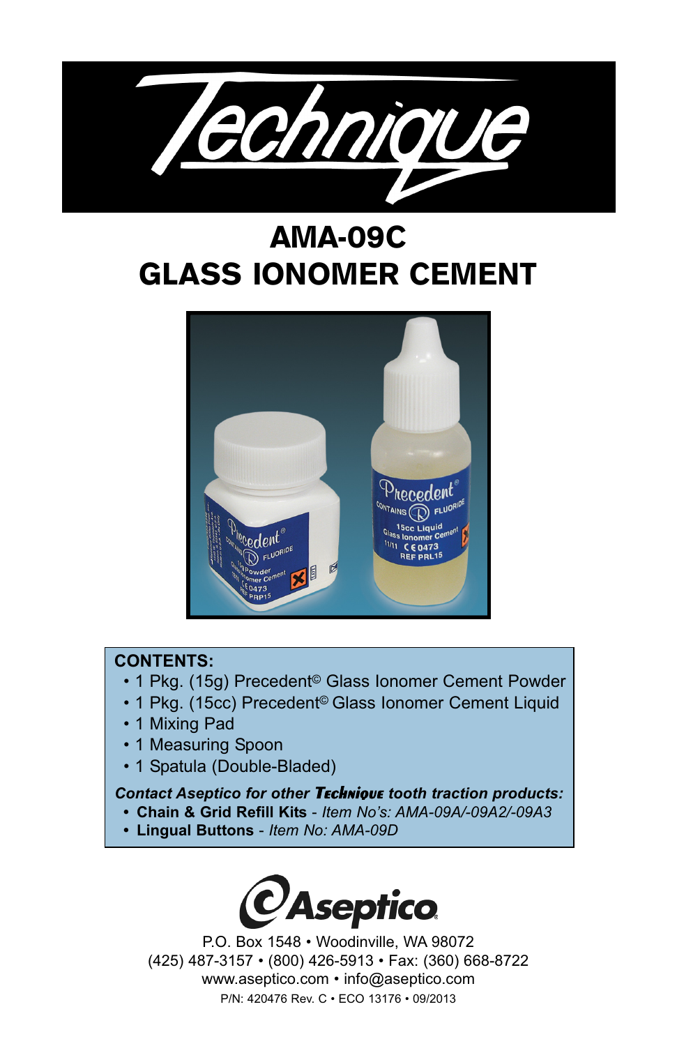# Technique

# AMA-09C
# GLASS IONOMER CEMENT

**CONTENTS:**

- 1 Pkg. (15g) Precedent© Glass Ionomer Cement Powder
- 1 Pkg. (15cc) Precedent© Glass Ionomer Cement Liquid
- 1 Mixing Pad
- 1 Measuring Spoon
- 1 Spatula (Double-Bladed)

***Contact Aseptico for other Technique tooth traction products:***

- **Chain & Grid Refill Kits** - *Item No's: AMA-09A/-09A2/-09A3*
- **Lingual Buttons** - *Item No: AMA-09D*

Aseptico

P.O. Box 1548 • Woodinville, WA 98072
(425) 487-3157 • (800) 426-5913 • Fax: (360) 668-8722
www.aseptico.com • info@aseptico.com
P/N: 420476 Rev. C • ECO 13176 • 09/2013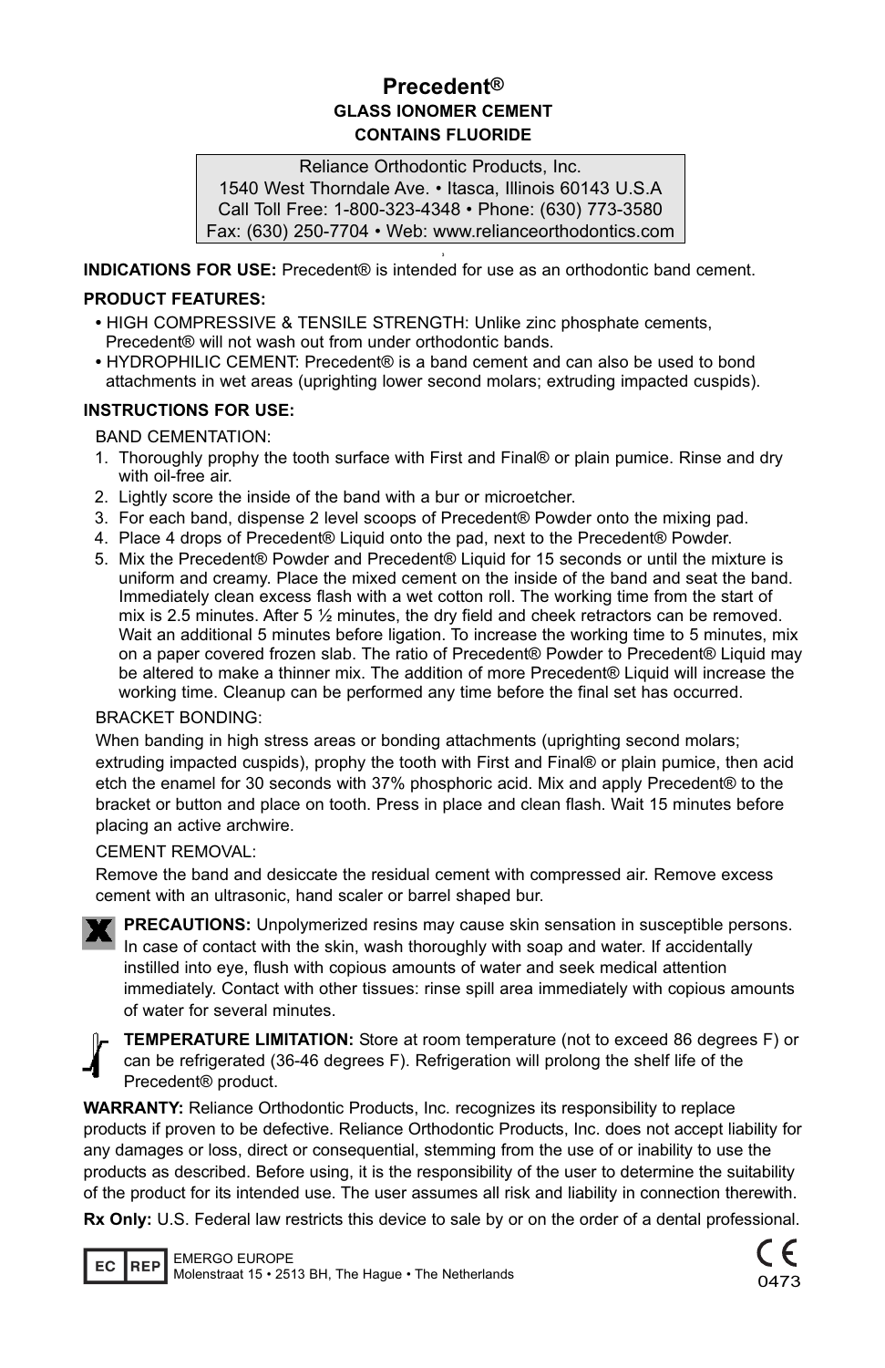# Precedent®

**GLASS IONOMER CEMENT**

**CONTAINS FLUORIDE**

Reliance Orthodontic Products, Inc.
1540 West Thorndale Ave. • Itasca, Illinois 60143 U.S.A
Call Toll Free: 1-800-323-4348 • Phone: (630) 773-3580
Fax: (630) 250-7704 • Web: www.relianceorthodontics.com

**INDICATIONS FOR USE:** Precedent® is intended for use as an orthodontic band cement.

**PRODUCT FEATURES:**

- HIGH COMPRESSIVE & TENSILE STRENGTH: Unlike zinc phosphate cements, Precedent® will not wash out from under orthodontic bands.
- HYDROPHILIC CEMENT: Precedent® is a band cement and can also be used to bond attachments in wet areas (uprighting lower second molars; extruding impacted cuspids).

**INSTRUCTIONS FOR USE:**

BAND CEMENTATION:

1. Thoroughly prophy the tooth surface with First and Final® or plain pumice. Rinse and dry with oil-free air.
2. Lightly score the inside of the band with a bur or microetcher.
3. For each band, dispense 2 level scoops of Precedent® Powder onto the mixing pad.
4. Place 4 drops of Precedent® Liquid onto the pad, next to the Precedent® Powder.
5. Mix the Precedent® Powder and Precedent® Liquid for 15 seconds or until the mixture is uniform and creamy. Place the mixed cement on the inside of the band and seat the band. Immediately clean excess flash with a wet cotton roll. The working time from the start of mix is 2.5 minutes. After 5 ½ minutes, the dry field and cheek retractors can be removed. Wait an additional 5 minutes before ligation. To increase the working time to 5 minutes, mix on a paper covered frozen slab. The ratio of Precedent® Powder to Precedent® Liquid may be altered to make a thinner mix. The addition of more Precedent® Liquid will increase the working time. Cleanup can be performed any time before the final set has occurred.

BRACKET BONDING:

When banding in high stress areas or bonding attachments (uprighting second molars; extruding impacted cuspids), prophy the tooth with First and Final® or plain pumice, then acid etch the enamel for 30 seconds with 37% phosphoric acid. Mix and apply Precedent® to the bracket or button and place on tooth. Press in place and clean flash. Wait 15 minutes before placing an active archwire.

CEMENT REMOVAL:

Remove the band and desiccate the residual cement with compressed air. Remove excess cement with an ultrasonic, hand scaler or barrel shaped bur.

**PRECAUTIONS:** Unpolymerized resins may cause skin sensation in susceptible persons. In case of contact with the skin, wash thoroughly with soap and water. If accidentally instilled into eye, flush with copious amounts of water and seek medical attention immediately. Contact with other tissues: rinse spill area immediately with copious amounts of water for several minutes.

**TEMPERATURE LIMITATION:** Store at room temperature (not to exceed 86 degrees F) or can be refrigerated (36-46 degrees F). Refrigeration will prolong the shelf life of the Precedent® product.

**WARRANTY:** Reliance Orthodontic Products, Inc. recognizes its responsibility to replace products if proven to be defective. Reliance Orthodontic Products, Inc. does not accept liability for any damages or loss, direct or consequential, stemming from the use of or inability to use the products as described. Before using, it is the responsibility of the user to determine the suitability of the product for its intended use. The user assumes all risk and liability in connection therewith.

**Rx Only:** U.S. Federal law restricts this device to sale by or on the order of a dental professional.

EC REP
EMERGO EUROPE
Molenstraat 15 • 2513 BH, The Hague • The Netherlands

CE 0473